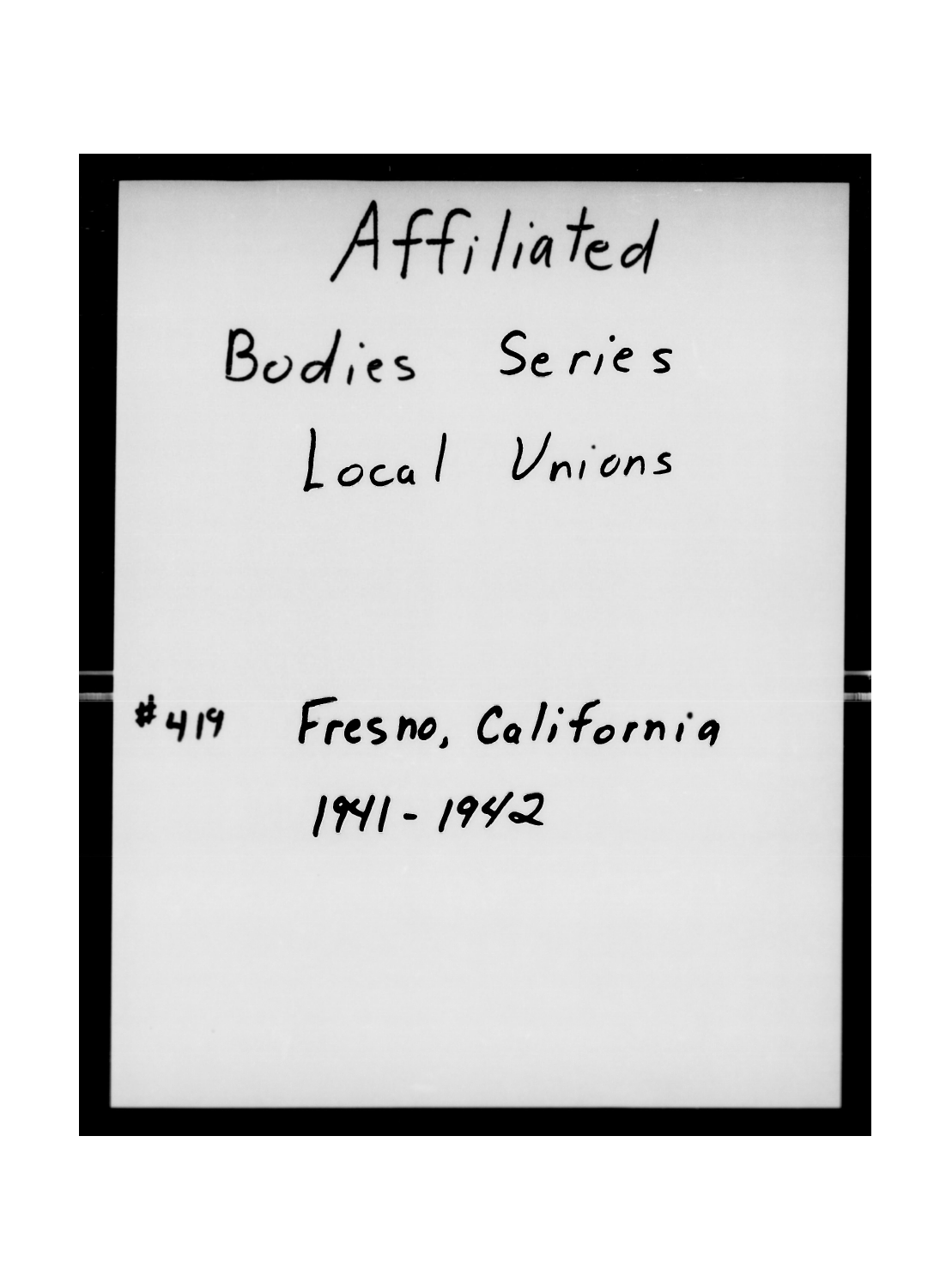# Affiliated

## Bodies Series

## Local Unions

#419 Fresno, California

1941 - 1942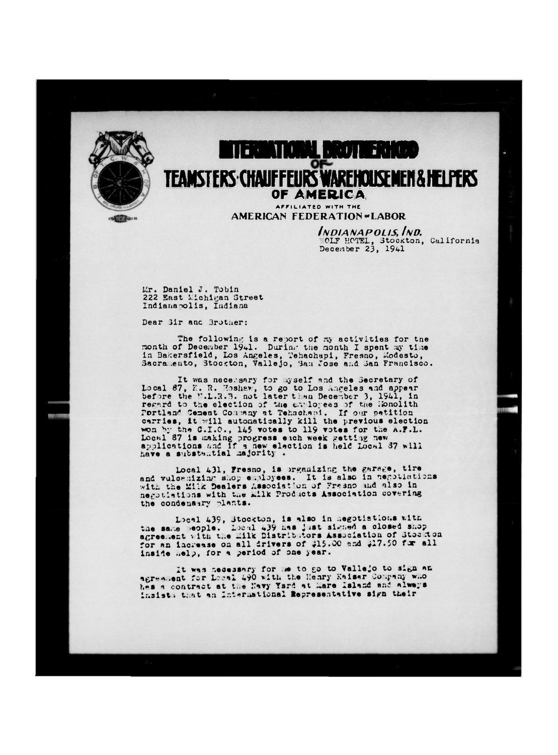**INTERNATIONAL BROTHERHOOD OF TEAMSTERS·CHAUFFEURS·WAREHOUSEMEN & HELPERS OF AMERICA**

AFFILIATED WITH THE AMERICAN FEDERATION of LABOR

*INDIANAPOLIS, IND.*
WOLF HOTEL, Stockton, California
December 23, 1941

Mr. Daniel J. Tobin
222 East Michigan Street
Indianapolis, Indiana

Dear Sir and Brother:

The following is a report of my activities for the month of December 1941. During the month I spent my time in Bakersfield, Los Angeles, Tehachapi, Fresno, Modesto, Sacramento, Stockton, Vallejo, San Jose and San Francisco.

It was necessary for myself and the Secretary of Local 87, K. R. Hoshew, to go to Los Angeles and appear before the N.L.R.B. not later than December 3, 1941, in regard to the election of the employees of the Monolith Portland Cement Company at Tehachapi. If our petition carries, it will automatically kill the previous election won by the C.I.O., 145 votes to 119 votes for the A.F.L. Local 87 is making progress each week getting new applications and if a new election is held Local 87 will have a substantial majority .

Local 431, Fresno, is organizing the garage, tire and vulcanizing shop employees. It is also in negotiations with the Milk Dealers Association of Fresno and also in negotiations with the Milk Products Association covering the condensary plants.

Local 439, Stockton, is also in negotiations with the same people. Local 439 has just signed a closed shop agreement with the Milk Distributors Association of Stockton for an increase on all drivers of $15.00 and $17.50 for all inside help, for a period of one year.

It was necessary for me to go to Vallejo to sign an agreement for Local 490 with the Henry Kaiser Company who has a contract at the Navy Yard at Mare Island and always insists that an International Representative sign their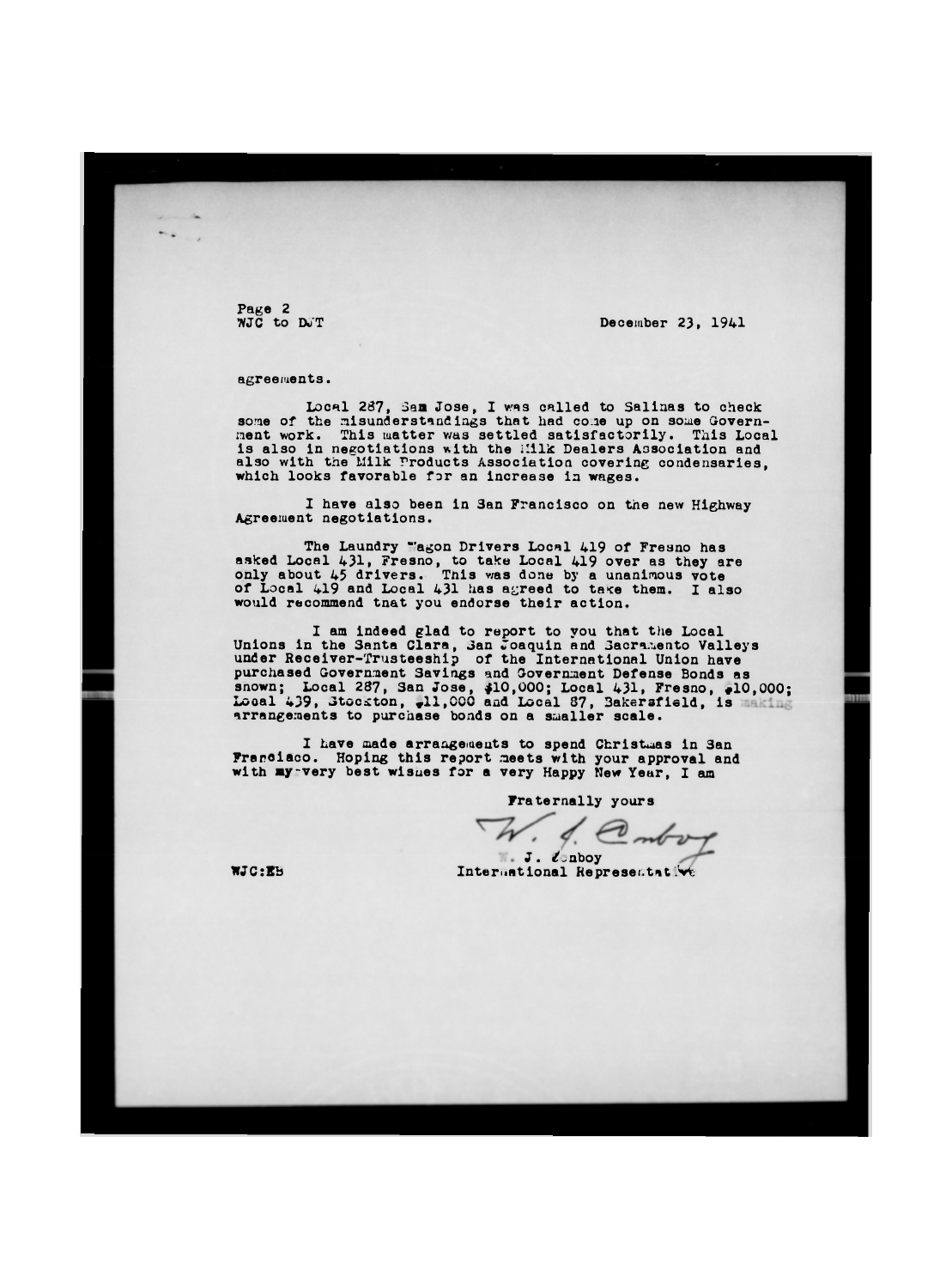Page 2
WJC to DJT

December 23, 1941

agreements.

Local 287, San Jose, I was called to Salinas to check some of the misunderstandings that had come up on some Government work. This matter was settled satisfactorily. This Local is also in negotiations with the Milk Dealers Association and also with the Milk Products Association covering condensaries, which looks favorable for an increase in wages.

I have also been in San Francisco on the new Highway Agreement negotiations.

The Laundry Wagon Drivers Local 419 of Fresno has asked Local 431, Fresno, to take Local 419 over as they are only about 45 drivers. This was done by a unanimous vote of Local 419 and Local 431 has agreed to take them. I also would recommend that you endorse their action.

I am indeed glad to report to you that the Local Unions in the Santa Clara, San Joaquin and Sacramento Valleys under Receiver-Trusteeship of the International Union have purchased Government Savings and Government Defense Bonds as shown; Local 287, San Jose, $10,000; Local 431, Fresno, $10,000; Local 439, Stockton, $11,000 and Local 87, Bakersfield, is making arrangements to purchase bonds on a smaller scale.

I have made arrangements to spend Christmas in San Francisco. Hoping this report meets with your approval and with my very best wishes for a very Happy New Year, I am

Fraternally yours

W. J. Conboy
International Representative

WJC:EB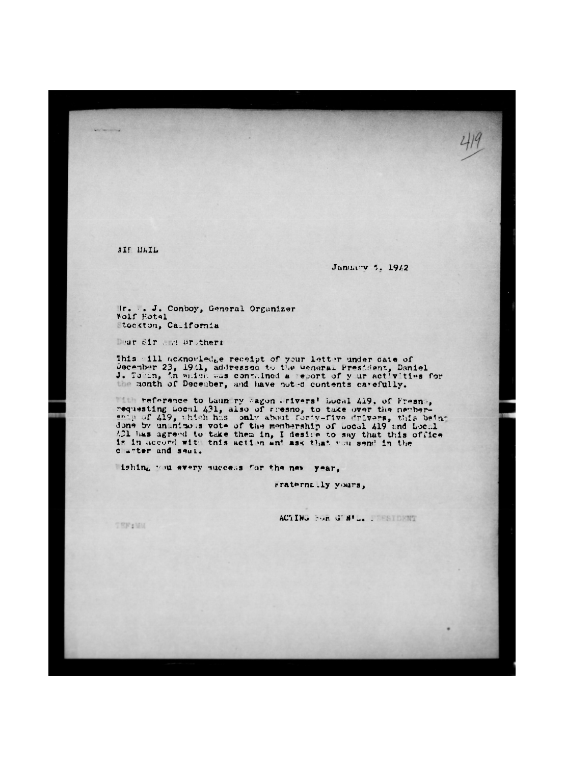419

AIR MAIL

January 5, 1942

Mr. . J. Conboy, General Organizer
Wolf Hotel
Stockton, California

Dear Sir and Brother:

This will acknowledge receipt of your letter under date of December 23, 1941, addressed to the General President, Daniel J. Tobin, in which was contained a report of your activities for the month of December, and have noted contents carefully.

With reference to Laundry Wagon Drivers' Local 419, of Fresno, requesting Local 431, also of Fresno, to take over the membership of 419, which has only about forty-five drivers, this being done by unanimous vote of the membership of Local 419 and Local 431 has agreed to take them in, I desire to say that this office is in accord with this action and ask that you send in the charter and seal.

Wishing you every success for the new year,

Fraternally yours,

ACTING FOR GEN'L. PRESIDENT

THF:MM